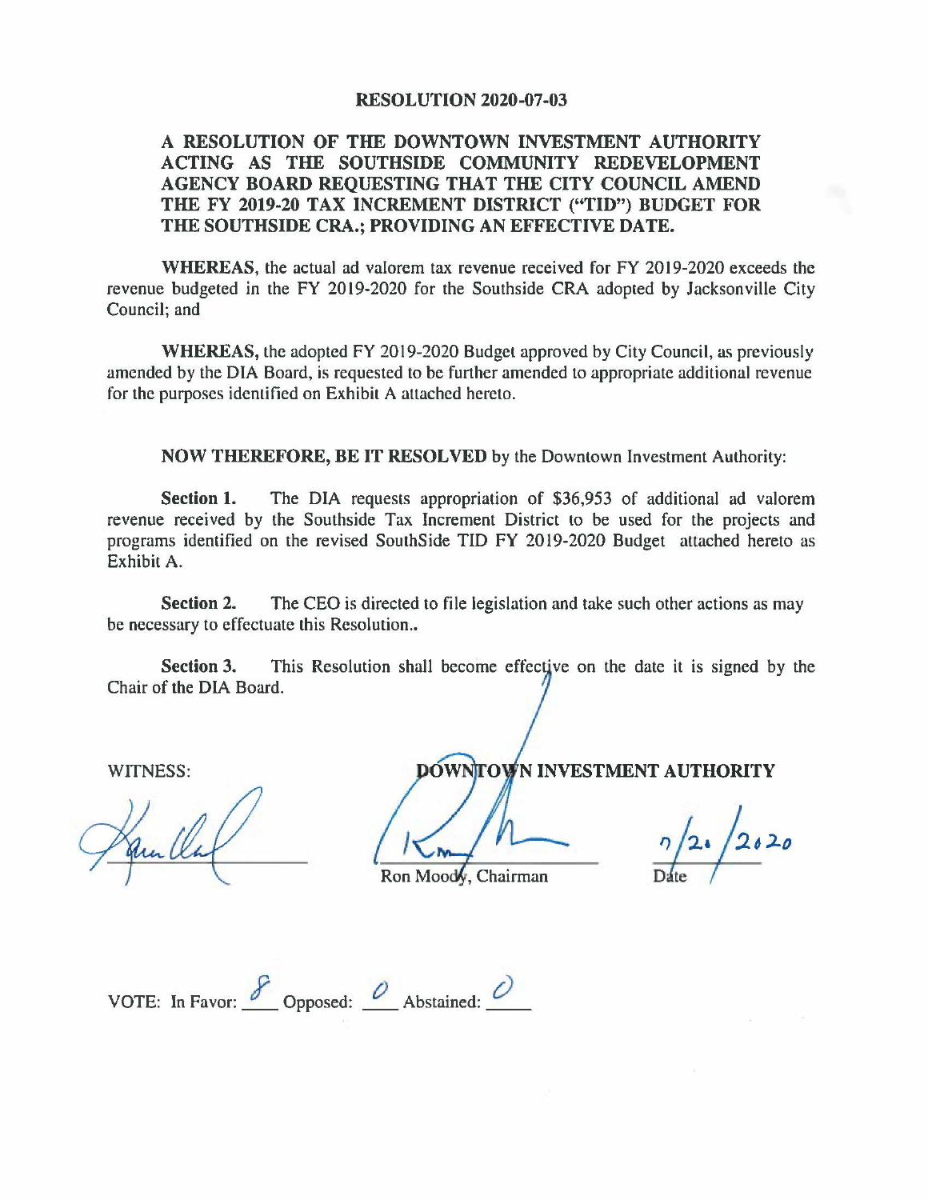# RESOLUTION 2020-07-03

## A RESOLUTION OF THE DOWNTOWN INVESTMENT AUTHORITY ACTING AS THE SOUTHSIDE COMMUNITY REDEVELOPMENT AGENCY BOARD REQUESTING THAT THE CITY COUNCIL AMEND THE FY 2019-20 TAX INCREMENT DISTRICT ("TID") BUDGET FOR THE SOUTHSIDE CRA.; PROVIDING AN EFFECTIVE DATE.

**WHEREAS,** the actual ad valorem tax revenue received for FY 2019-2020 exceeds the revenue budgeted in the FY 2019-2020 for the Southside CRA adopted by Jacksonville City Council; and

**WHEREAS,** the adopted FY 2019-2020 Budget approved by City Council, as previously amended by the DIA Board, is requested to be further amended to appropriate additional revenue for the purposes identified on Exhibit A attached hereto.

**NOW THEREFORE, BE IT RESOLVED** by the Downtown Investment Authority:

**Section 1.** The DIA requests appropriation of $36,953 of additional ad valorem revenue received by the Southside Tax Increment District to be used for the projects and programs identified on the revised SouthSide TID FY 2019-2020 Budget attached hereto as Exhibit A.

**Section 2.** The CEO is directed to file legislation and take such other actions as may be necessary to effectuate this Resolution..

**Section 3.** This Resolution shall become effective on the date it is signed by the Chair of the DIA Board.

WITNESS: ______________________

**DOWNTOWN INVESTMENT AUTHORITY**

______________________
Ron Moody, Chairman

7/20/2020
Date

VOTE: In Favor: 8 Opposed: 0 Abstained: 0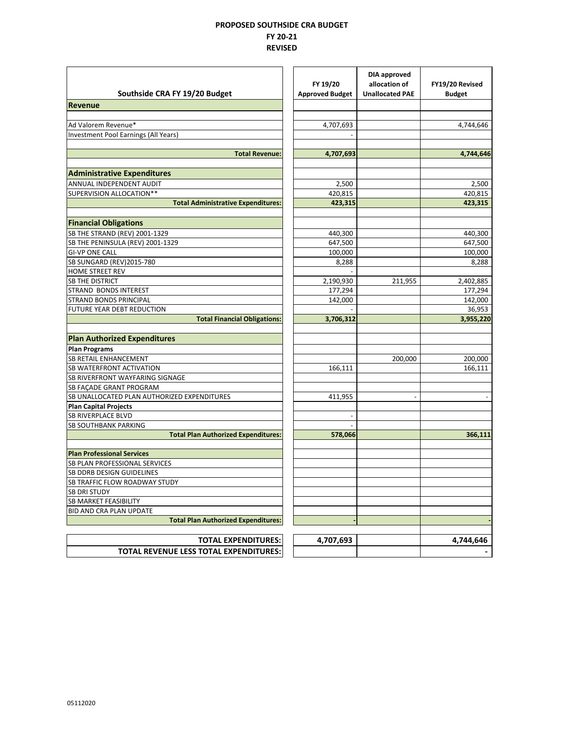**PROPOSED SOUTHSIDE CRA BUDGET**
**FY 20-21**
**REVISED**

| Southside CRA FY 19/20 Budget | FY 19/20 Approved Budget | DIA approved allocation of Unallocated PAE | FY19/20 Revised Budget |
|---|---|---|---|
| **Revenue** | | | |
| | | | |
| Ad Valorem Revenue* | 4,707,693 | | 4,744,646 |
| Investment Pool Earnings (All Years) | - | | |
| | | | |
| **Total Revenue:** | **4,707,693** | | **4,744,646** |
| | | | |
| **Administrative Expenditures** | | | |
| ANNUAL INDEPENDENT AUDIT | 2,500 | | 2,500 |
| SUPERVISION ALLOCATION** | 420,815 | | 420,815 |
| **Total Administrative Expenditures:** | **423,315** | | **423,315** |
| | | | |
| **Financial Obligations** | | | |
| SB THE STRAND (REV) 2001-1329 | 440,300 | | 440,300 |
| SB THE PENINSULA (REV) 2001-1329 | 647,500 | | 647,500 |
| GI-VP ONE CALL | 100,000 | | 100,000 |
| SB SUNGARD (REV)2015-780 | 8,288 | | 8,288 |
| HOME STREET REV | - | | |
| SB THE DISTRICT | 2,190,930 | 211,955 | 2,402,885 |
| STRAND BONDS INTEREST | 177,294 | | 177,294 |
| STRAND BONDS PRINCIPAL | 142,000 | | 142,000 |
| FUTURE YEAR DEBT REDUCTION | - | | 36,953 |
| **Total Financial Obligations:** | **3,706,312** | | **3,955,220** |
| | | | |
| **Plan Authorized Expenditures** | | | |
| **Plan Programs** | | | |
| SB RETAIL ENHANCEMENT | | 200,000 | 200,000 |
| SB WATERFRONT ACTIVATION | 166,111 | | 166,111 |
| SB RIVERFRONT WAYFARING SIGNAGE | | | |
| SB FAÇADE GRANT PROGRAM | | | |
| SB UNALLOCATED PLAN AUTHORIZED EXPENDITURES | 411,955 | - | - |
| **Plan Capital Projects** | | | |
| SB RIVERPLACE BLVD | - | | |
| SB SOUTHBANK PARKING | - | | |
| **Total Plan Authorized Expenditures:** | **578,066** | | **366,111** |
| | | | |
| **Plan Professional Services** | | | |
| SB PLAN PROFESSIONAL SERVICES | | | |
| SB DDRB DESIGN GUIDELINES | | | |
| SB TRAFFIC FLOW ROADWAY STUDY | | | |
| SB DRI STUDY | | | |
| SB MARKET FEASIBILITY | | | |
| BID AND CRA PLAN UPDATE | | | |
| **Total Plan Authorized Expenditures:** | **-** | | **-** |
| | | | |
| **TOTAL EXPENDITURES:** | **4,707,693** | | **4,744,646** |
| **TOTAL REVENUE LESS TOTAL EXPENDITURES:** | | | **-** |

05112020